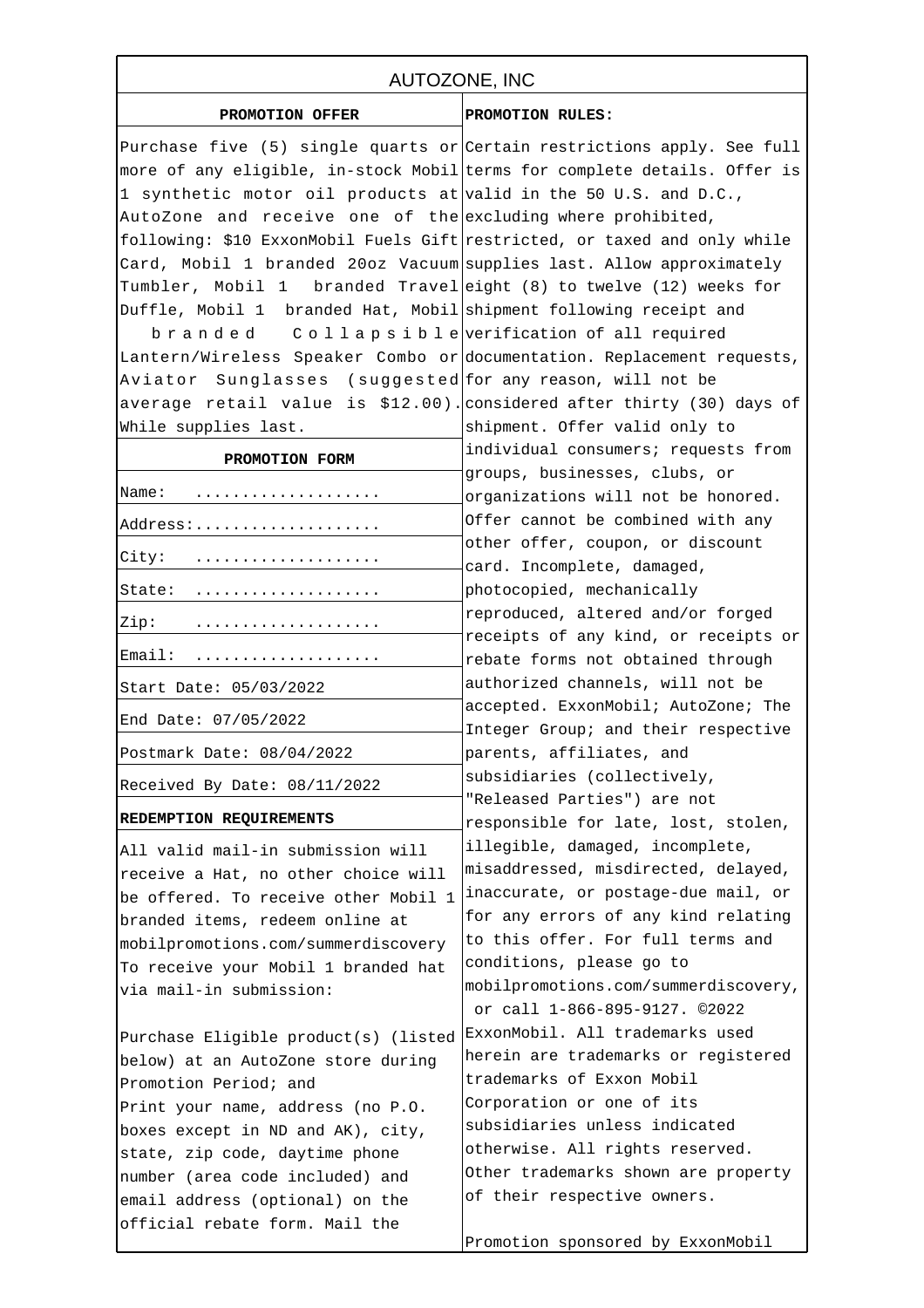# AUTOZONE, INC

## PROMOTION OFFER

Purchase five (5) single quarts or more of any eligible, in-stock Mobil 1 synthetic motor oil products at AutoZone and receive one of the following: $10 ExxonMobil Fuels Gift Card, Mobil 1 branded 20oz Vacuum Tumbler, Mobil 1 branded Travel Duffle, Mobil 1 branded Hat, Mobil branded Collapsible Lantern/Wireless Speaker Combo or Aviator Sunglasses (suggested average retail value is $12.00). While supplies last.

## PROMOTION FORM

| | |
|---|---|
| Name: | .................... |
| Address: | .................... |
| City: | .................... |
| State: | .................... |
| Zip: | .................... |
| Email: | .................... |
| Start Date: 05/03/2022 | |
| End Date: 07/05/2022 | |
| Postmark Date: 08/04/2022 | |
| Received By Date: 08/11/2022 | |

## REDEMPTION REQUIREMENTS

All valid mail-in submission will receive a Hat, no other choice will be offered. To receive other Mobil 1 branded items, redeem online at mobilpromotions.com/summerdiscovery To receive your Mobil 1 branded hat via mail-in submission:

Purchase Eligible product(s) (listed below) at an AutoZone store during Promotion Period; and
Print your name, address (no P.O. boxes except in ND and AK), city, state, zip code, daytime phone number (area code included) and email address (optional) on the official rebate form. Mail the

## PROMOTION RULES:

Certain restrictions apply. See full terms for complete details. Offer is valid in the 50 U.S. and D.C., excluding where prohibited, restricted, or taxed and only while supplies last. Allow approximately eight (8) to twelve (12) weeks for shipment following receipt and verification of all required documentation. Replacement requests, for any reason, will not be considered after thirty (30) days of shipment. Offer valid only to individual consumers; requests from groups, businesses, clubs, or organizations will not be honored. Offer cannot be combined with any other offer, coupon, or discount card. Incomplete, damaged, photocopied, mechanically reproduced, altered and/or forged receipts of any kind, or receipts or rebate forms not obtained through authorized channels, will not be accepted. ExxonMobil; AutoZone; The Integer Group; and their respective parents, affiliates, and subsidiaries (collectively, "Released Parties") are not responsible for late, lost, stolen, illegible, damaged, incomplete, misaddressed, misdirected, delayed, inaccurate, or postage-due mail, or for any errors of any kind relating to this offer. For full terms and conditions, please go to mobilpromotions.com/summerdiscovery, or call 1-866-895-9127. ©2022 ExxonMobil. All trademarks used herein are trademarks or registered trademarks of Exxon Mobil Corporation or one of its subsidiaries unless indicated otherwise. All rights reserved. Other trademarks shown are property of their respective owners.

Promotion sponsored by ExxonMobil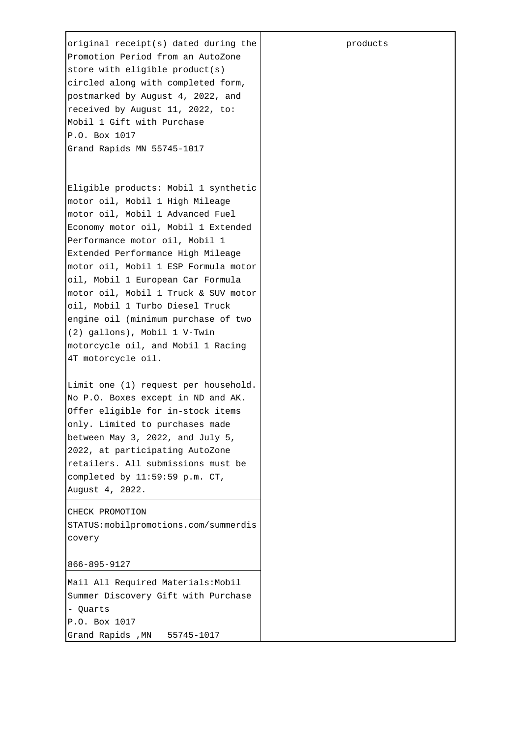| | |
|---|---|
| original receipt(s) dated during the Promotion Period from an AutoZone store with eligible product(s) circled along with completed form, postmarked by August 4, 2022, and received by August 11, 2022, to:<br>Mobil 1 Gift with Purchase<br>P.O. Box 1017<br>Grand Rapids MN 55745-1017<br><br>Eligible products: Mobil 1 synthetic motor oil, Mobil 1 High Mileage motor oil, Mobil 1 Advanced Fuel Economy motor oil, Mobil 1 Extended Performance motor oil, Mobil 1 Extended Performance High Mileage motor oil, Mobil 1 ESP Formula motor oil, Mobil 1 European Car Formula motor oil, Mobil 1 Truck & SUV motor oil, Mobil 1 Turbo Diesel Truck engine oil (minimum purchase of two (2) gallons), Mobil 1 V-Twin motorcycle oil, and Mobil 1 Racing 4T motorcycle oil.<br><br>Limit one (1) request per household. No P.O. Boxes except in ND and AK. Offer eligible for in-stock items only. Limited to purchases made between May 3, 2022, and July 5, 2022, at participating AutoZone retailers. All submissions must be completed by 11:59:59 p.m. CT, August 4, 2022. | products |
| CHECK PROMOTION STATUS:mobilpromotions.com/summerdiscovery<br><br>866-895-9127 | |
| Mail All Required Materials:Mobil Summer Discovery Gift with Purchase - Quarts<br>P.O. Box 1017<br>Grand Rapids ,MN 55745-1017 | |